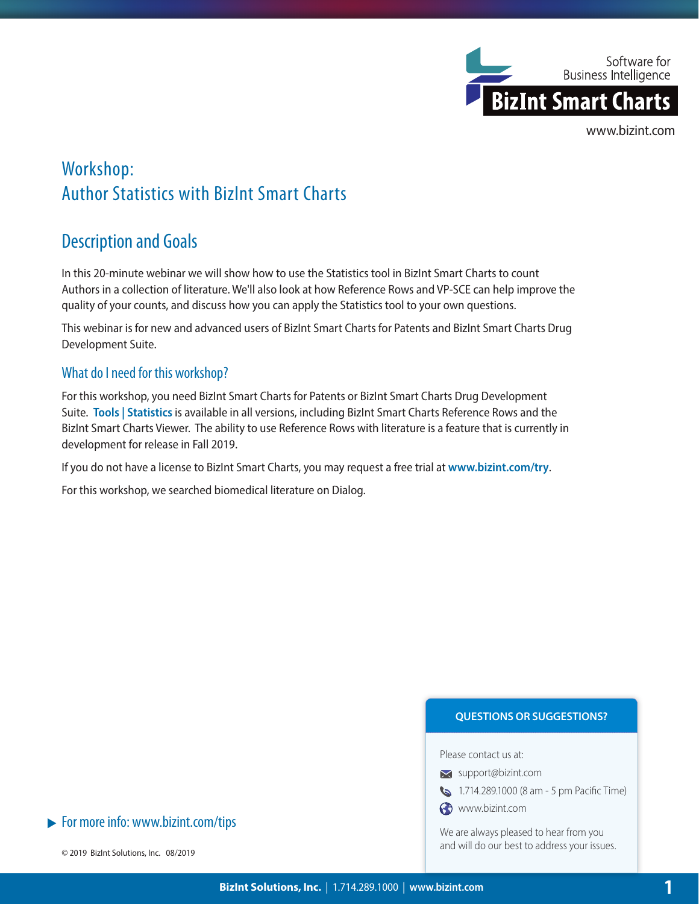Software for Business Intelligence

**BizInt Smart Charts**

www.bizint.com

# Workshop: Author Statistics with BizInt Smart Charts

## Description and Goals

In this 20-minute webinar we will show how to use the Statistics tool in BizInt Smart Charts to count Authors in a collection of literature. We'll also look at how Reference Rows and VP-SCE can help improve the quality of your counts, and discuss how you can apply the Statistics tool to your own questions.

This webinar is for new and advanced users of BizInt Smart Charts for Patents and BizInt Smart Charts Drug Development Suite.

### What do I need for this workshop?

For this workshop, you need BizInt Smart Charts for Patents or BizInt Smart Charts Drug Development Suite. **Tools | Statistics** is available in all versions, including BizInt Smart Charts Reference Rows and the BizInt Smart Charts Viewer. The ability to use Reference Rows with literature is a feature that is currently in development for release in Fall 2019.

If you do not have a license to BizInt Smart Charts, you may request a free trial at **www.bizint.com/try**.

For this workshop, we searched biomedical literature on Dialog.

**QUESTIONS OR SUGGESTIONS?**

Please contact us at:

- support@bizint.com
- 1.714.289.1000 (8 am - 5 pm Pacific Time)
- www.bizint.com

We are always pleased to hear from you and will do our best to address your issues.

▶ For more info: www.bizint.com/tips

© 2019 BizInt Solutions, Inc. 08/2019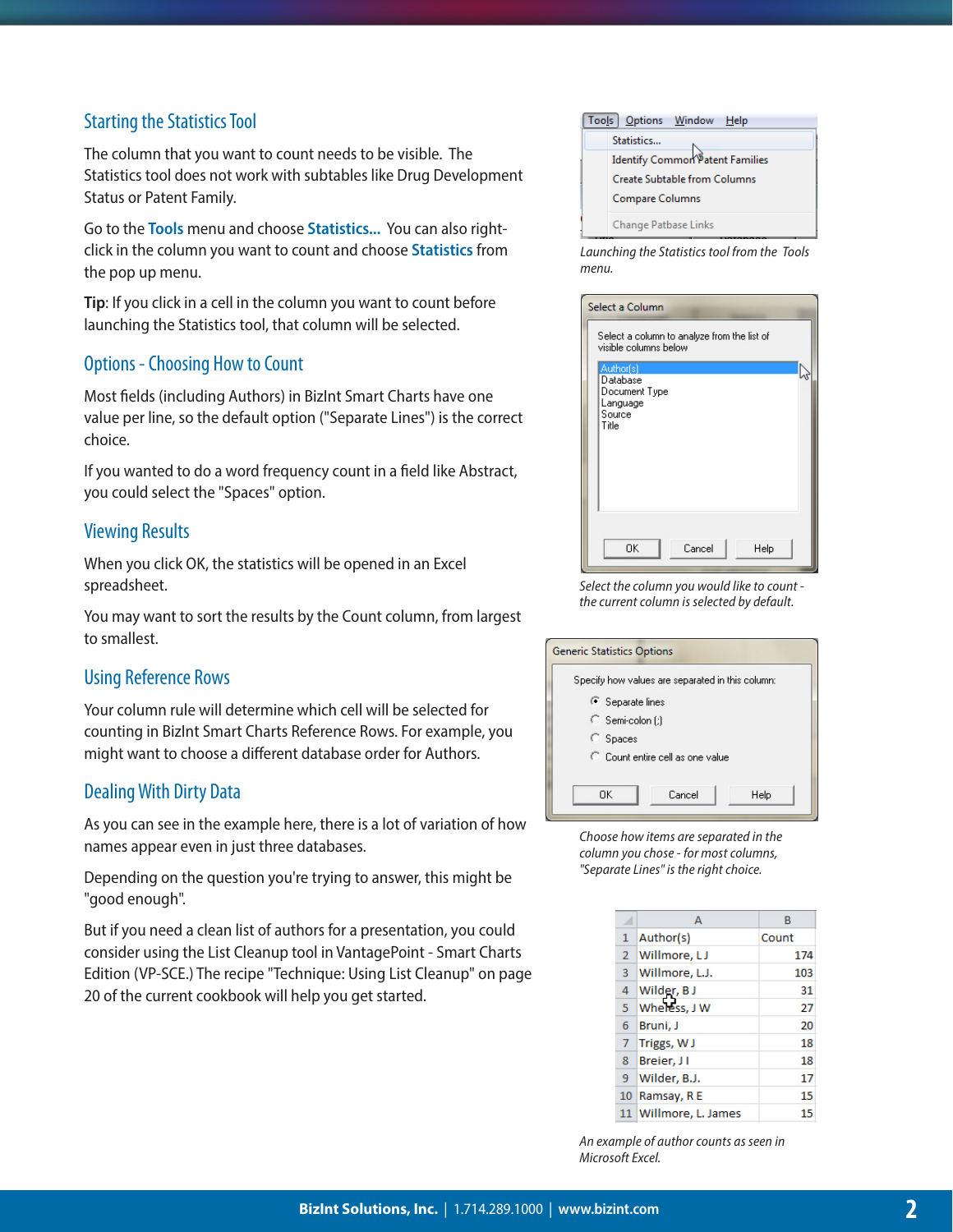## Starting the Statistics Tool

The column that you want to count needs to be visible. The Statistics tool does not work with subtables like Drug Development Status or Patent Family.

Go to the **Tools** menu and choose **Statistics...** You can also right-click in the column you want to count and choose **Statistics** from the pop up menu.

**Tip**: If you click in a cell in the column you want to count before launching the Statistics tool, that column will be selected.

## Options - Choosing How to Count

Most fields (including Authors) in BizInt Smart Charts have one value per line, so the default option ("Separate Lines") is the correct choice.

If you wanted to do a word frequency count in a field like Abstract, you could select the "Spaces" option.

## Viewing Results

When you click OK, the statistics will be opened in an Excel spreadsheet.

You may want to sort the results by the Count column, from largest to smallest.

## Using Reference Rows

Your column rule will determine which cell will be selected for counting in BizInt Smart Charts Reference Rows. For example, you might want to choose a different database order for Authors.

## Dealing With Dirty Data

As you can see in the example here, there is a lot of variation of how names appear even in just three databases.

Depending on the question you're trying to answer, this might be "good enough".

But if you need a clean list of authors for a presentation, you could consider using the List Cleanup tool in VantagePoint - Smart Charts Edition (VP-SCE.) The recipe "Technique: Using List Cleanup" on page 20 of the current cookbook will help you get started.

Tools Options Window Help
Statistics...
Identify Common Patent Families
Create Subtable from Columns
Compare Columns
Change Patbase Links

*Launching the Statistics tool from the Tools menu.*

Select a Column
Select a column to analyze from the list of visible columns below
Author(s)
Database
Document Type
Language
Source
Title
OK Cancel Help

*Select the column you would like to count - the current column is selected by default.*

Generic Statistics Options
Specify how values are separated in this column:
Separate lines
Semi-colon (;)
Spaces
Count entire cell as one value
OK Cancel Help

*Choose how items are separated in the column you chose - for most columns, "Separate Lines" is the right choice.*

| | A | B |
|---|---|---|
| 1 | Author(s) | Count |
| 2 | Willmore, L J | 174 |
| 3 | Willmore, L.J. | 103 |
| 4 | Wilder, B J | 31 |
| 5 | Wheless, J W | 27 |
| 6 | Bruni, J | 20 |
| 7 | Triggs, W J | 18 |
| 8 | Breier, J I | 18 |
| 9 | Wilder, B.J. | 17 |
| 10 | Ramsay, R E | 15 |
| 11 | Willmore, L. James | 15 |

*An example of author counts as seen in Microsoft Excel.*

**BizInt Solutions, Inc.** | 1.714.289.1000 | **www.bizint.com**